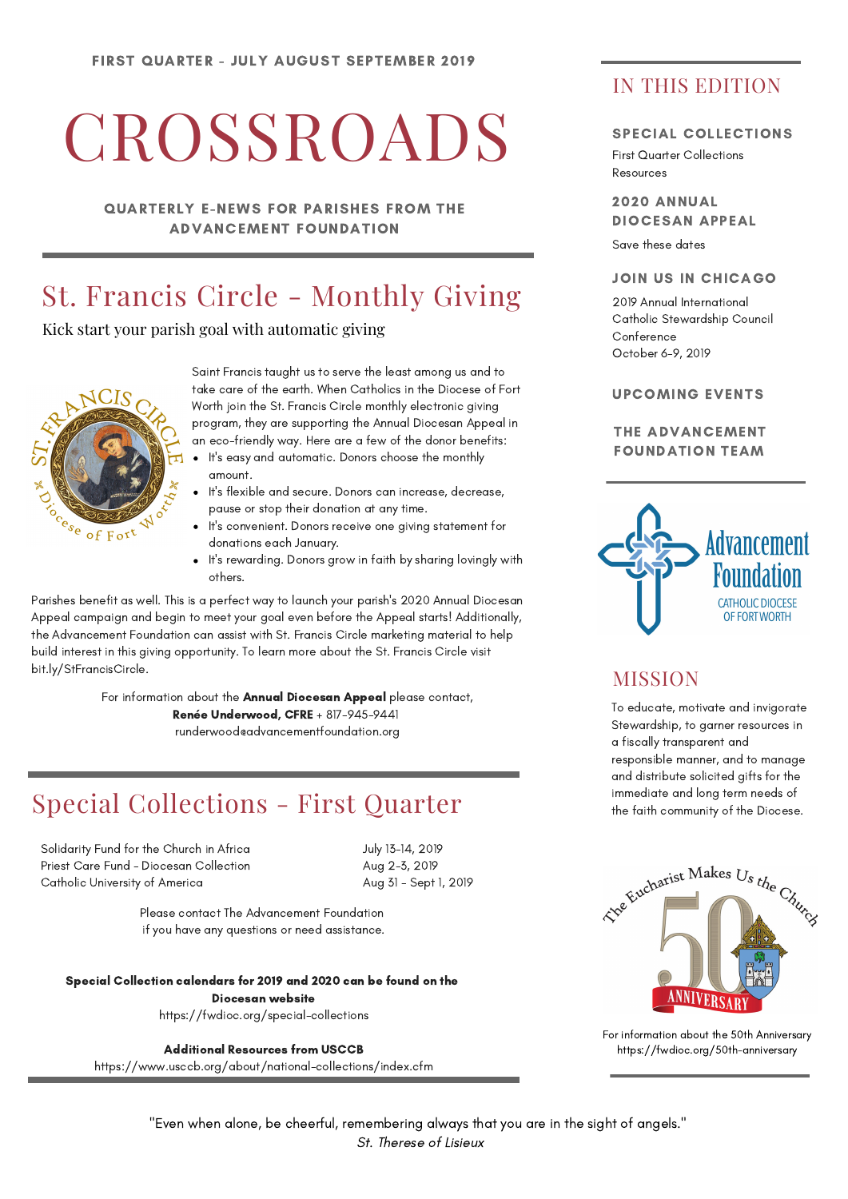FIRST QUARTER - JULY AUGUST SEPTEMBER 2019

# CROSSROADS

QUARTERLY E-NEWS FOR PARISHES FROM THE ADVANCEMENT FOUNDATION

## St. Francis Circle - Monthly Giving

Kick start your parish goal with automatic giving

Saint Francis taught us to serve the least among us and to take care of the earth. When Catholics in the Diocese of Fort Worth join the St. Francis Circle monthly electronic giving program, they are supporting the Annual Diocesan Appeal in an eco-friendly way. Here are a few of the donor benefits:

- It's easy and automatic. Donors choose the monthly amount.
- It's flexible and secure. Donors can increase, decrease, pause or stop their donation at any time.
- It's convenient. Donors receive one giving statement for donations each January.
- It's rewarding. Donors grow in faith by sharing lovingly with others.

Parishes benefit as well. This is a perfect way to launch your parish's 2020 Annual Diocesan Appeal campaign and begin to meet your goal even before the Appeal starts! Additionally, the Advancement Foundation can assist with St. Francis Circle marketing material to help build interest in this giving opportunity. To learn more about the St. Francis Circle visit bit.ly/StFrancisCircle.

For information about the **Annual Diocesan Appeal** please contact,
**Renée Underwood, CFRE** + 817-945-9441
runderwood@advancementfoundation.org

## Special Collections - First Quarter

| | |
|---|---|
| Solidarity Fund for the Church in Africa | July 13-14, 2019 |
| Priest Care Fund - Diocesan Collection | Aug 2-3, 2019 |
| Catholic University of America | Aug 31 - Sept 1, 2019 |

Please contact The Advancement Foundation if you have any questions or need assistance.

**Special Collection calendars for 2019 and 2020 can be found on the Diocesan website**
https://fwdioc.org/special-collections

**Additional Resources from USCCB**
https://www.usccb.org/about/national-collections/index.cfm

## IN THIS EDITION

**SPECIAL COLLECTIONS**
First Quarter Collections
Resources

**2020 ANNUAL DIOCESAN APPEAL**
Save these dates

**JOIN US IN CHICAGO**
2019 Annual International Catholic Stewardship Council Conference
October 6-9, 2019

**UPCOMING EVENTS**

**THE ADVANCEMENT FOUNDATION TEAM**

Advancement Foundation
CATHOLIC DIOCESE OF FORT WORTH

## MISSION

To educate, motivate and invigorate Stewardship, to garner resources in a fiscally transparent and responsible manner, and to manage and distribute solicited gifts for the immediate and long term needs of the faith community of the Diocese.

The Eucharist Makes Us the Church
50 ANNIVERSARY

For information about the 50th Anniversary
https://fwdioc.org/50th-anniversary

"Even when alone, be cheerful, remembering always that you are in the sight of angels."
*St. Therese of Lisieux*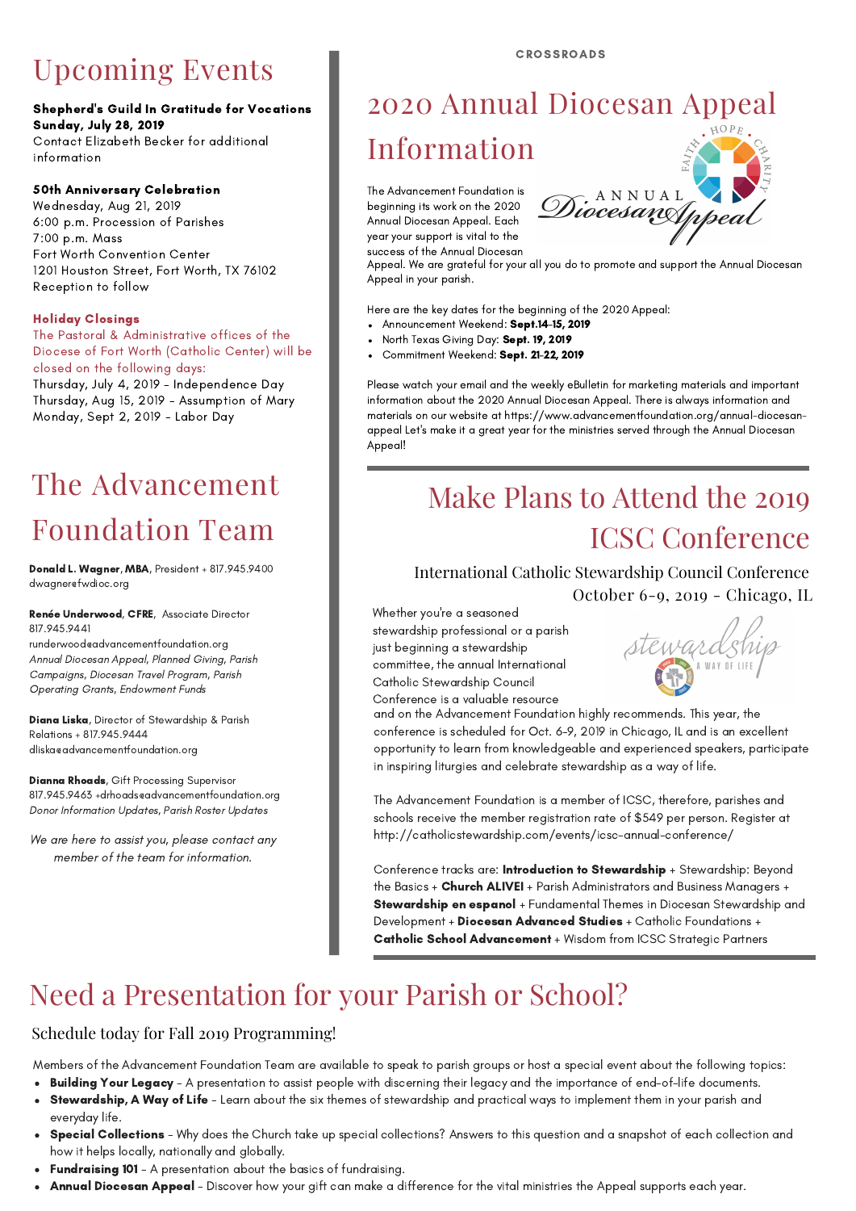# Upcoming Events

**Shepherd's Guild In Gratitude for Vocations**
**Sunday, July 28, 2019**
Contact Elizabeth Becker for additional information

**50th Anniversary Celebration**
Wednesday, Aug 21, 2019
6:00 p.m. Procession of Parishes
7:00 p.m. Mass
Fort Worth Convention Center
1201 Houston Street, Fort Worth, TX 76102
Reception to follow

**Holiday Closings**
The Pastoral & Administrative offices of the Diocese of Fort Worth (Catholic Center) will be closed on the following days:
Thursday, July 4, 2019 - Independence Day
Thursday, Aug 15, 2019 - Assumption of Mary
Monday, Sept 2, 2019 - Labor Day

# The Advancement Foundation Team

**Donald L. Wagner, MBA**, President + 817.945.9400
dwagner@fwdioc.org

**Renée Underwood, CFRE**, Associate Director
817.945.9441
runderwood@advancementfoundation.org
*Annual Diocesan Appeal, Planned Giving, Parish Campaigns, Diocesan Travel Program, Parish Operating Grants, Endowment Funds*

**Diana Liska**, Director of Stewardship & Parish Relations + 817.945.9444
dliska@advancementfoundation.org

**Dianna Rhoads**, Gift Processing Supervisor
817.945.9463 +drhoads@advancementfoundation.org
*Donor Information Updates, Parish Roster Updates*

*We are here to assist you, please contact any member of the team for information.*

CROSSROADS

# 2020 Annual Diocesan Appeal Information

The Advancement Foundation is beginning its work on the 2020 Annual Diocesan Appeal. Each year your support is vital to the success of the Annual Diocesan Appeal. We are grateful for your all you do to promote and support the Annual Diocesan Appeal in your parish.

Here are the key dates for the beginning of the 2020 Appeal:

- Announcement Weekend: **Sept.14-15, 2019**
- North Texas Giving Day: **Sept. 19, 2019**
- Commitment Weekend: **Sept. 21-22, 2019**

Please watch your email and the weekly eBulletin for marketing materials and important information about the 2020 Annual Diocesan Appeal. There is always information and materials on our website at https://www.advancementfoundation.org/annual-diocesan-appeal Let's make it a great year for the ministries served through the Annual Diocesan Appeal!

# Make Plans to Attend the 2019 ICSC Conference

International Catholic Stewardship Council Conference
October 6-9, 2019 - Chicago, IL

Whether you're a seasoned stewardship professional or a parish just beginning a stewardship committee, the annual International Catholic Stewardship Council Conference is a valuable resource and on the Advancement Foundation highly recommends. This year, the conference is scheduled for Oct. 6-9, 2019 in Chicago, IL and is an excellent opportunity to learn from knowledgeable and experienced speakers, participate in inspiring liturgies and celebrate stewardship as a way of life.

The Advancement Foundation is a member of ICSC, therefore, parishes and schools receive the member registration rate of $549 per person. Register at http://catholicstewardship.com/events/icsc-annual-conference/

Conference tracks are: **Introduction to Stewardship** + Stewardship: Beyond the Basics + **Church ALIVE!** + Parish Administrators and Business Managers + **Stewardship en espanol** + Fundamental Themes in Diocesan Stewardship and Development + **Diocesan Advanced Studies** + Catholic Foundations + **Catholic School Advancement** + Wisdom from ICSC Strategic Partners

# Need a Presentation for your Parish or School?

Schedule today for Fall 2019 Programming!

Members of the Advancement Foundation Team are available to speak to parish groups or host a special event about the following topics:

- **Building Your Legacy** - A presentation to assist people with discerning their legacy and the importance of end-of-life documents.
- **Stewardship, A Way of Life** - Learn about the six themes of stewardship and practical ways to implement them in your parish and everyday life.
- **Special Collections** - Why does the Church take up special collections? Answers to this question and a snapshot of each collection and how it helps locally, nationally and globally.
- **Fundraising 101** - A presentation about the basics of fundraising.
- **Annual Diocesan Appeal** - Discover how your gift can make a difference for the vital ministries the Appeal supports each year.